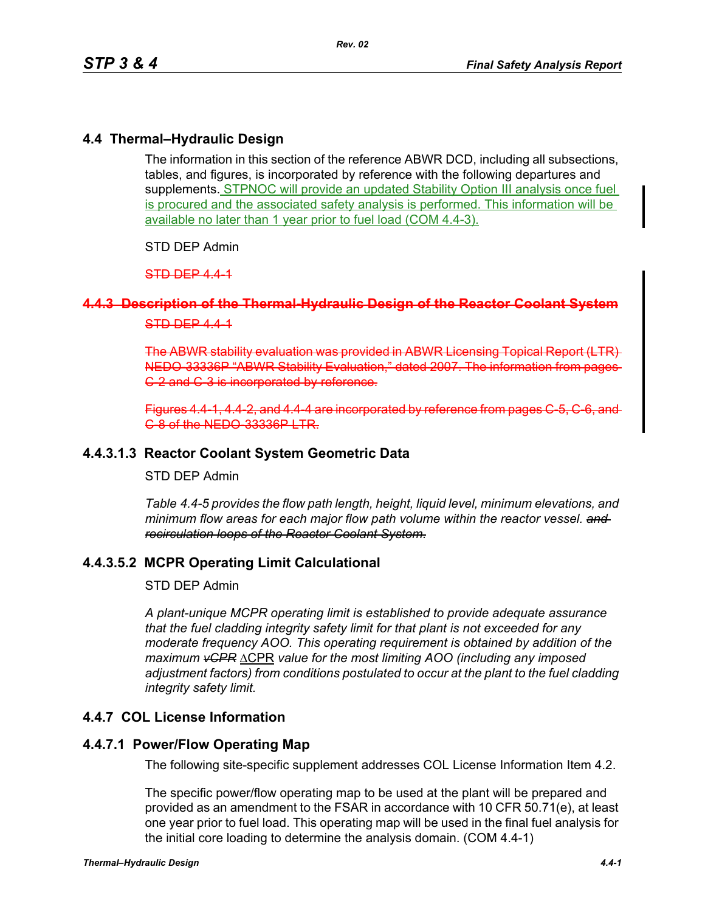## 4.4 Thermal–Hydraulic Design

The information in this section of the reference ABWR DCD, including all subsections, tables, and figures, is incorporated by reference with the following departures and supplements. STPNOC will provide an updated Stability Option III analysis once fuel is procured and the associated safety analysis is performed. This information will be available no later than 1 year prior to fuel load (COM 4.4-3).

STD DEP Admin

~~STD DEP 4.4-1~~

### ~~4.4.3 Description of the Thermal-Hydraulic Design of the Reactor Coolant System~~

~~STD DEP 4.4-1~~

~~The ABWR stability evaluation was provided in ABWR Licensing Topical Report (LTR) NEDO-33336P "ABWR Stability Evaluation," dated 2007. The information from pages C-2 and C-3 is incorporated by reference.~~

~~Figures 4.4-1, 4.4-2, and 4.4-4 are incorporated by reference from pages C-5, C-6, and C-8 of the NEDO-33336P LTR.~~

#### 4.4.3.1.3 Reactor Coolant System Geometric Data

STD DEP Admin

*Table 4.4-5 provides the flow path length, height, liquid level, minimum elevations, and minimum flow areas for each major flow path volume within the reactor vessel. ~~and recirculation loops of the Reactor Coolant System.~~*

#### 4.4.3.5.2 MCPR Operating Limit Calculational

STD DEP Admin

*A plant-unique MCPR operating limit is established to provide adequate assurance that the fuel cladding integrity safety limit for that plant is not exceeded for any moderate frequency AOO. This operating requirement is obtained by addition of the maximum ~~vCPR~~* ΔCPR *value for the most limiting AOO (including any imposed adjustment factors) from conditions postulated to occur at the plant to the fuel cladding integrity safety limit.*

### 4.4.7 COL License Information

#### 4.4.7.1 Power/Flow Operating Map

The following site-specific supplement addresses COL License Information Item 4.2.

The specific power/flow operating map to be used at the plant will be prepared and provided as an amendment to the FSAR in accordance with 10 CFR 50.71(e), at least one year prior to fuel load. This operating map will be used in the final fuel analysis for the initial core loading to determine the analysis domain. (COM 4.4-1)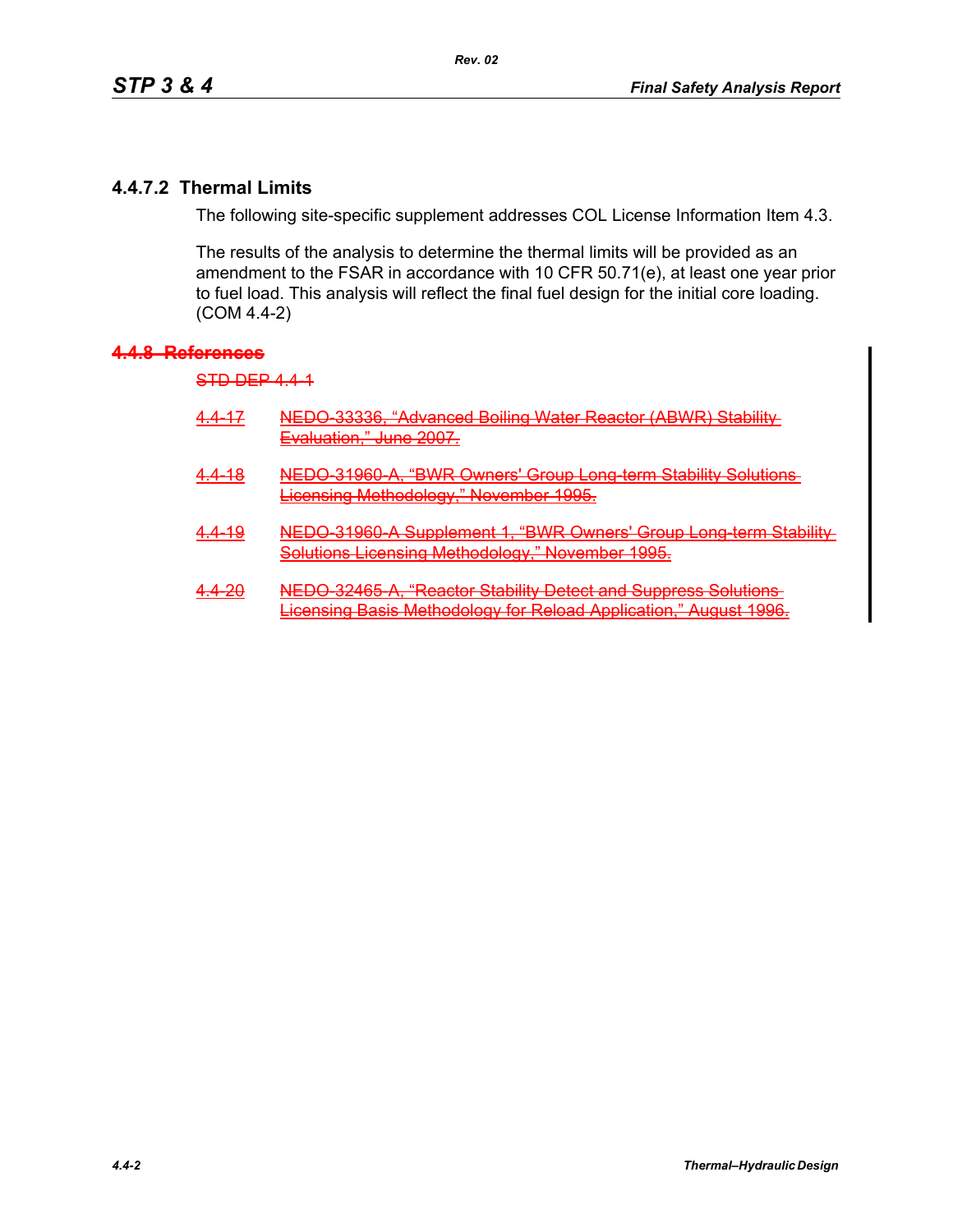### 4.4.7.2 Thermal Limits

The following site-specific supplement addresses COL License Information Item 4.3.

The results of the analysis to determine the thermal limits will be provided as an amendment to the FSAR in accordance with 10 CFR 50.71(e), at least one year prior to fuel load. This analysis will reflect the final fuel design for the initial core loading. (COM 4.4-2)

### ~~4.4.8 References~~

~~STD DEP 4.4-1~~

~~4.4-17 NEDO-33336, "Advanced Boiling Water Reactor (ABWR) Stability Evaluation," June 2007.~~

~~4.4-18 NEDO-31960-A, "BWR Owners' Group Long-term Stability Solutions Licensing Methodology," November 1995.~~

~~4.4-19 NEDO-31960-A Supplement 1, "BWR Owners' Group Long-term Stability Solutions Licensing Methodology," November 1995.~~

~~4.4-20 NEDO-32465-A, "Reactor Stability Detect and Suppress Solutions Licensing Basis Methodology for Reload Application," August 1996.~~